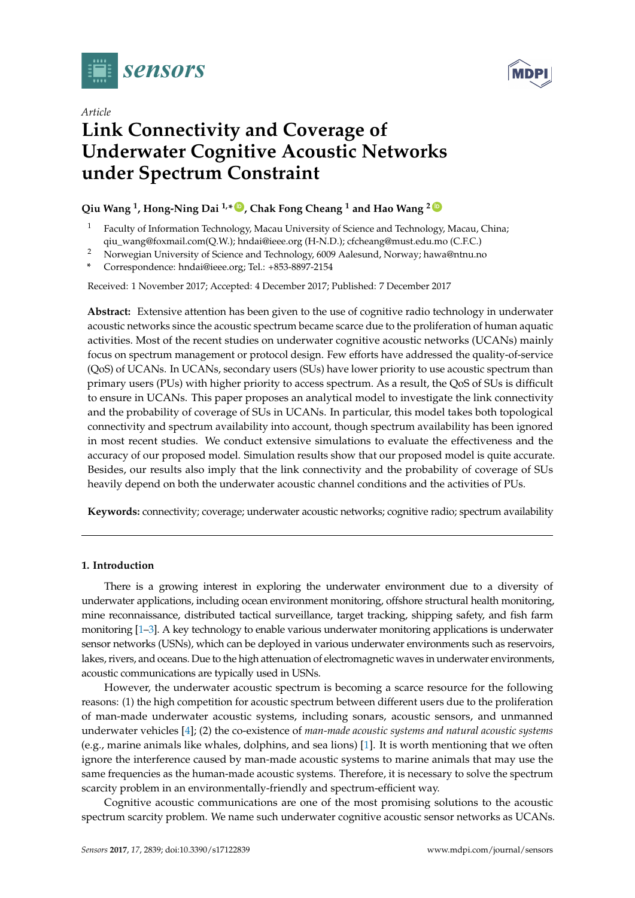Article

# Link Connectivity and Coverage of Underwater Cognitive Acoustic Networks under Spectrum Constraint

**Qiu Wang [1], Hong-Ning Dai [1,*], Chak Fong Cheang [1] and Hao Wang [2]**

[1] Faculty of Information Technology, Macau University of Science and Technology, Macau, China; qiu_wang@foxmail.com(Q.W.); hndai@ieee.org (H-N.D.); cfcheang@must.edu.mo (C.F.C.)

[2] Norwegian University of Science and Technology, 6009 Aalesund, Norway; hawa@ntnu.no

* Correspondence: hndai@ieee.org; Tel.: +853-8897-2154

Received: 1 November 2017; Accepted: 4 December 2017; Published: 7 December 2017

**Abstract:** Extensive attention has been given to the use of cognitive radio technology in underwater acoustic networks since the acoustic spectrum became scarce due to the proliferation of human aquatic activities. Most of the recent studies on underwater cognitive acoustic networks (UCANs) mainly focus on spectrum management or protocol design. Few efforts have addressed the quality-of-service (QoS) of UCANs. In UCANs, secondary users (SUs) have lower priority to use acoustic spectrum than primary users (PUs) with higher priority to access spectrum. As a result, the QoS of SUs is difficult to ensure in UCANs. This paper proposes an analytical model to investigate the link connectivity and the probability of coverage of SUs in UCANs. In particular, this model takes both topological connectivity and spectrum availability into account, though spectrum availability has been ignored in most recent studies. We conduct extensive simulations to evaluate the effectiveness and the accuracy of our proposed model. Simulation results show that our proposed model is quite accurate. Besides, our results also imply that the link connectivity and the probability of coverage of SUs heavily depend on both the underwater acoustic channel conditions and the activities of PUs.

**Keywords:** connectivity; coverage; underwater acoustic networks; cognitive radio; spectrum availability

## 1. Introduction

There is a growing interest in exploring the underwater environment due to a diversity of underwater applications, including ocean environment monitoring, offshore structural health monitoring, mine reconnaissance, distributed tactical surveillance, target tracking, shipping safety, and fish farm monitoring [1–3]. A key technology to enable various underwater monitoring applications is underwater sensor networks (USNs), which can be deployed in various underwater environments such as reservoirs, lakes, rivers, and oceans. Due to the high attenuation of electromagnetic waves in underwater environments, acoustic communications are typically used in USNs.

However, the underwater acoustic spectrum is becoming a scarce resource for the following reasons: (1) the high competition for acoustic spectrum between different users due to the proliferation of man-made underwater acoustic systems, including sonars, acoustic sensors, and unmanned underwater vehicles [4]; (2) the co-existence of *man-made acoustic systems and natural acoustic systems* (e.g., marine animals like whales, dolphins, and sea lions) [1]. It is worth mentioning that we often ignore the interference caused by man-made acoustic systems to marine animals that may use the same frequencies as the human-made acoustic systems. Therefore, it is necessary to solve the spectrum scarcity problem in an environmentally-friendly and spectrum-efficient way.

Cognitive acoustic communications are one of the most promising solutions to the acoustic spectrum scarcity problem. We name such underwater cognitive acoustic sensor networks as UCANs.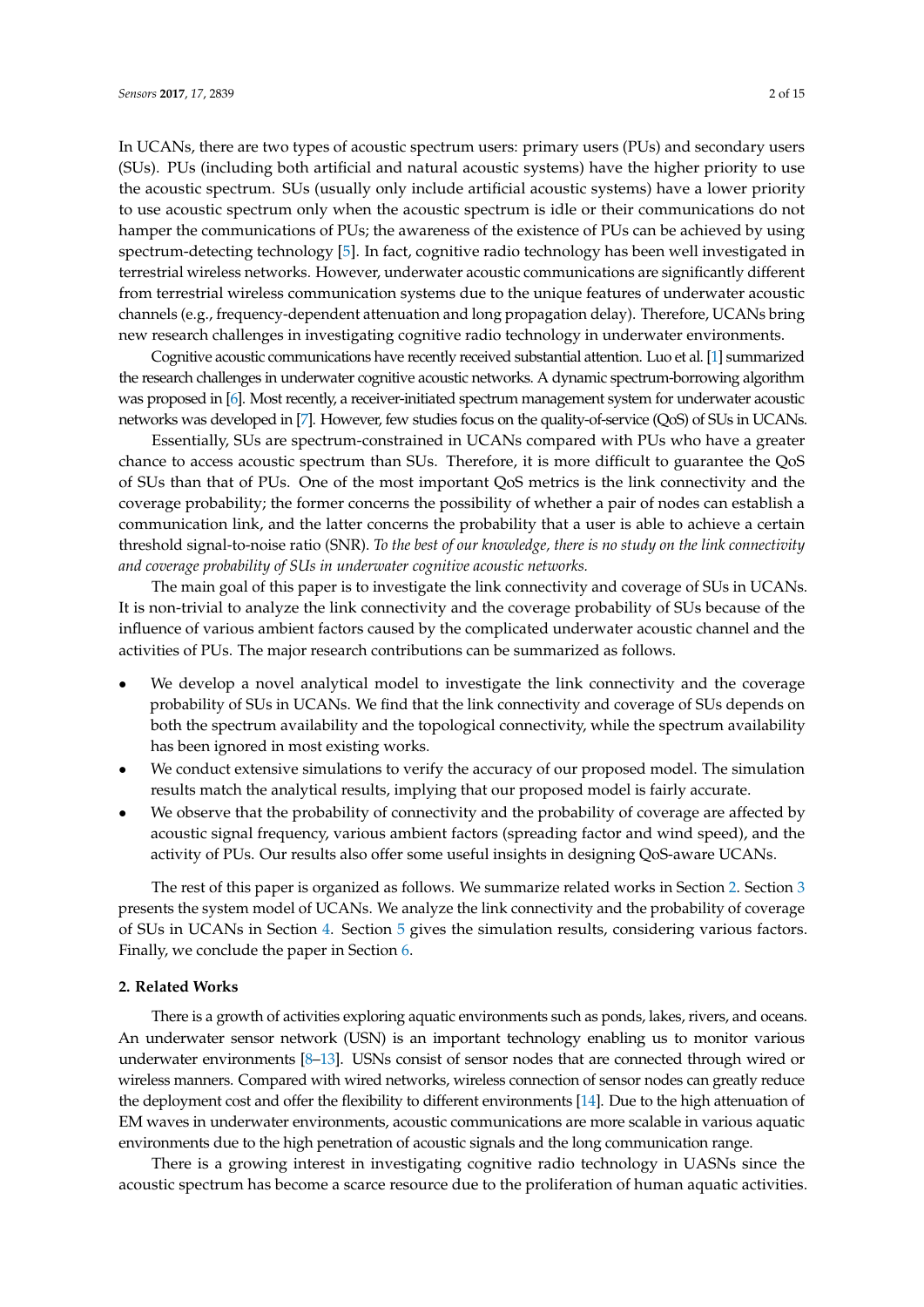In UCANs, there are two types of acoustic spectrum users: primary users (PUs) and secondary users (SUs). PUs (including both artificial and natural acoustic systems) have the higher priority to use the acoustic spectrum. SUs (usually only include artificial acoustic systems) have a lower priority to use acoustic spectrum only when the acoustic spectrum is idle or their communications do not hamper the communications of PUs; the awareness of the existence of PUs can be achieved by using spectrum-detecting technology [5]. In fact, cognitive radio technology has been well investigated in terrestrial wireless networks. However, underwater acoustic communications are significantly different from terrestrial wireless communication systems due to the unique features of underwater acoustic channels (e.g., frequency-dependent attenuation and long propagation delay). Therefore, UCANs bring new research challenges in investigating cognitive radio technology in underwater environments.

Cognitive acoustic communications have recently received substantial attention. Luo et al. [1] summarized the research challenges in underwater cognitive acoustic networks. A dynamic spectrum-borrowing algorithm was proposed in [6]. Most recently, a receiver-initiated spectrum management system for underwater acoustic networks was developed in [7]. However, few studies focus on the quality-of-service (QoS) of SUs in UCANs.

Essentially, SUs are spectrum-constrained in UCANs compared with PUs who have a greater chance to access acoustic spectrum than SUs. Therefore, it is more difficult to guarantee the QoS of SUs than that of PUs. One of the most important QoS metrics is the link connectivity and the coverage probability; the former concerns the possibility of whether a pair of nodes can establish a communication link, and the latter concerns the probability that a user is able to achieve a certain threshold signal-to-noise ratio (SNR). *To the best of our knowledge, there is no study on the link connectivity and coverage probability of SUs in underwater cognitive acoustic networks.*

The main goal of this paper is to investigate the link connectivity and coverage of SUs in UCANs. It is non-trivial to analyze the link connectivity and the coverage probability of SUs because of the influence of various ambient factors caused by the complicated underwater acoustic channel and the activities of PUs. The major research contributions can be summarized as follows.

- We develop a novel analytical model to investigate the link connectivity and the coverage probability of SUs in UCANs. We find that the link connectivity and coverage of SUs depends on both the spectrum availability and the topological connectivity, while the spectrum availability has been ignored in most existing works.
- We conduct extensive simulations to verify the accuracy of our proposed model. The simulation results match the analytical results, implying that our proposed model is fairly accurate.
- We observe that the probability of connectivity and the probability of coverage are affected by acoustic signal frequency, various ambient factors (spreading factor and wind speed), and the activity of PUs. Our results also offer some useful insights in designing QoS-aware UCANs.

The rest of this paper is organized as follows. We summarize related works in Section 2. Section 3 presents the system model of UCANs. We analyze the link connectivity and the probability of coverage of SUs in UCANs in Section 4. Section 5 gives the simulation results, considering various factors. Finally, we conclude the paper in Section 6.

## 2. Related Works

There is a growth of activities exploring aquatic environments such as ponds, lakes, rivers, and oceans. An underwater sensor network (USN) is an important technology enabling us to monitor various underwater environments [8–13]. USNs consist of sensor nodes that are connected through wired or wireless manners. Compared with wired networks, wireless connection of sensor nodes can greatly reduce the deployment cost and offer the flexibility to different environments [14]. Due to the high attenuation of EM waves in underwater environments, acoustic communications are more scalable in various aquatic environments due to the high penetration of acoustic signals and the long communication range.

There is a growing interest in investigating cognitive radio technology in UASNs since the acoustic spectrum has become a scarce resource due to the proliferation of human aquatic activities.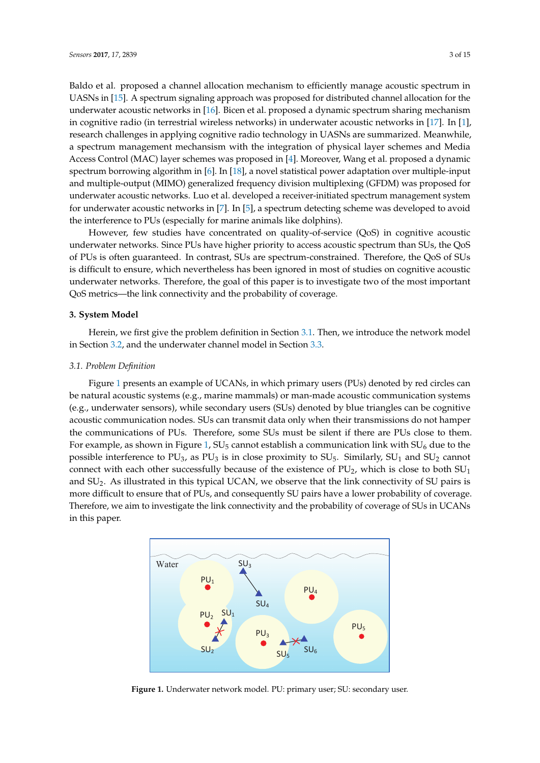Baldo et al. proposed a channel allocation mechanism to efficiently manage acoustic spectrum in UASNs in [15]. A spectrum signaling approach was proposed for distributed channel allocation for the underwater acoustic networks in [16]. Bicen et al. proposed a dynamic spectrum sharing mechanism in cognitive radio (in terrestrial wireless networks) in underwater acoustic networks in [17]. In [1], research challenges in applying cognitive radio technology in UASNs are summarized. Meanwhile, a spectrum management mechanism with the integration of physical layer schemes and Media Access Control (MAC) layer schemes was proposed in [4]. Moreover, Wang et al. proposed a dynamic spectrum borrowing algorithm in [6]. In [18], a novel statistical power adaptation over multiple-input and multiple-output (MIMO) generalized frequency division multiplexing (GFDM) was proposed for underwater acoustic networks. Luo et al. developed a receiver-initiated spectrum management system for underwater acoustic networks in [7]. In [5], a spectrum detecting scheme was developed to avoid the interference to PUs (especially for marine animals like dolphins).

However, few studies have concentrated on quality-of-service (QoS) in cognitive acoustic underwater networks. Since PUs have higher priority to access acoustic spectrum than SUs, the QoS of PUs is often guaranteed. In contrast, SUs are spectrum-constrained. Therefore, the QoS of SUs is difficult to ensure, which nevertheless has been ignored in most of studies on cognitive acoustic underwater networks. Therefore, the goal of this paper is to investigate two of the most important QoS metrics—the link connectivity and the probability of coverage.

## 3. System Model

Herein, we first give the problem definition in Section 3.1. Then, we introduce the network model in Section 3.2, and the underwater channel model in Section 3.3.

### *3.1. Problem Definition*

Figure 1 presents an example of UCANs, in which primary users (PUs) denoted by red circles can be natural acoustic systems (e.g., marine mammals) or man-made acoustic communication systems (e.g., underwater sensors), while secondary users (SUs) denoted by blue triangles can be cognitive acoustic communication nodes. SUs can transmit data only when their transmissions do not hamper the communications of PUs. Therefore, some SUs must be silent if there are PUs close to them. For example, as shown in Figure 1, $SU_5$ cannot establish a communication link with $SU_6$ due to the possible interference to $PU_3$, as $PU_3$ is in close proximity to $SU_5$. Similarly, $SU_1$ and $SU_2$ cannot connect with each other successfully because of the existence of $PU_2$, which is close to both $SU_1$ and $SU_2$. As illustrated in this typical UCAN, we observe that the link connectivity of SU pairs is more difficult to ensure that of PUs, and consequently SU pairs have a lower probability of coverage. Therefore, we aim to investigate the link connectivity and the probability of coverage of SUs in UCANs in this paper.

**Figure 1.** Underwater network model. PU: primary user; SU: secondary user.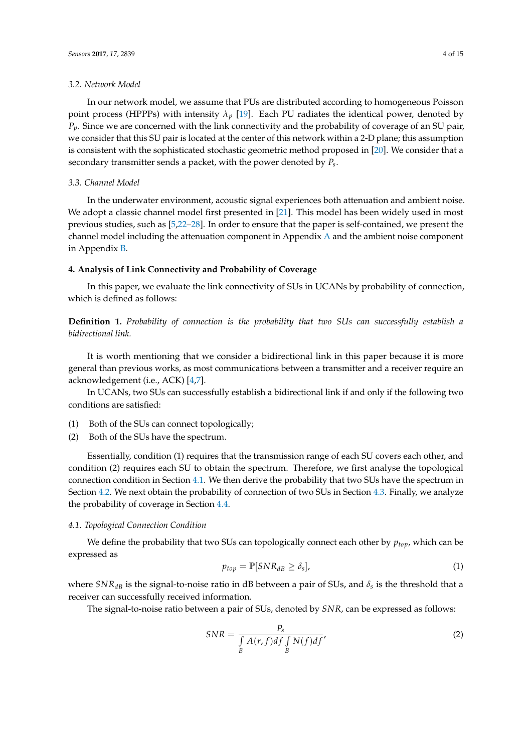### 3.2. Network Model

In our network model, we assume that PUs are distributed according to homogeneous Poisson point process (HPPPs) with intensity $\lambda_p$ [19]. Each PU radiates the identical power, denoted by $P_p$. Since we are concerned with the link connectivity and the probability of coverage of an SU pair, we consider that this SU pair is located at the center of this network within a 2-D plane; this assumption is consistent with the sophisticated stochastic geometric method proposed in [20]. We consider that a secondary transmitter sends a packet, with the power denoted by $P_s$.

### 3.3. Channel Model

In the underwater environment, acoustic signal experiences both attenuation and ambient noise. We adopt a classic channel model first presented in [21]. This model has been widely used in most previous studies, such as [5,22–28]. In order to ensure that the paper is self-contained, we present the channel model including the attenuation component in Appendix A and the ambient noise component in Appendix B.

## 4. Analysis of Link Connectivity and Probability of Coverage

In this paper, we evaluate the link connectivity of SUs in UCANs by probability of connection, which is defined as follows:

**Definition 1.** *Probability of connection is the probability that two SUs can successfully establish a bidirectional link.*

It is worth mentioning that we consider a bidirectional link in this paper because it is more general than previous works, as most communications between a transmitter and a receiver require an acknowledgement (i.e., ACK) [4,7].

In UCANs, two SUs can successfully establish a bidirectional link if and only if the following two conditions are satisfied:

(1) Both of the SUs can connect topologically;
(2) Both of the SUs have the spectrum.

Essentially, condition (1) requires that the transmission range of each SU covers each other, and condition (2) requires each SU to obtain the spectrum. Therefore, we first analyse the topological connection condition in Section 4.1. We then derive the probability that two SUs have the spectrum in Section 4.2. We next obtain the probability of connection of two SUs in Section 4.3. Finally, we analyze the probability of coverage in Section 4.4.

### 4.1. Topological Connection Condition

We define the probability that two SUs can topologically connect each other by $p_{top}$, which can be expressed as

$$p_{top} = \mathbb{P}[SNR_{dB} \geq \delta_s], \tag{1}$$

where $SNR_{dB}$ is the signal-to-noise ratio in dB between a pair of SUs, and $\delta_s$ is the threshold that a receiver can successfully received information.

The signal-to-noise ratio between a pair of SUs, denoted by $SNR$, can be expressed as follows:

$$SNR = \frac{P_s}{\int\limits_B A(r,f)df \int\limits_B N(f)df}, \tag{2}$$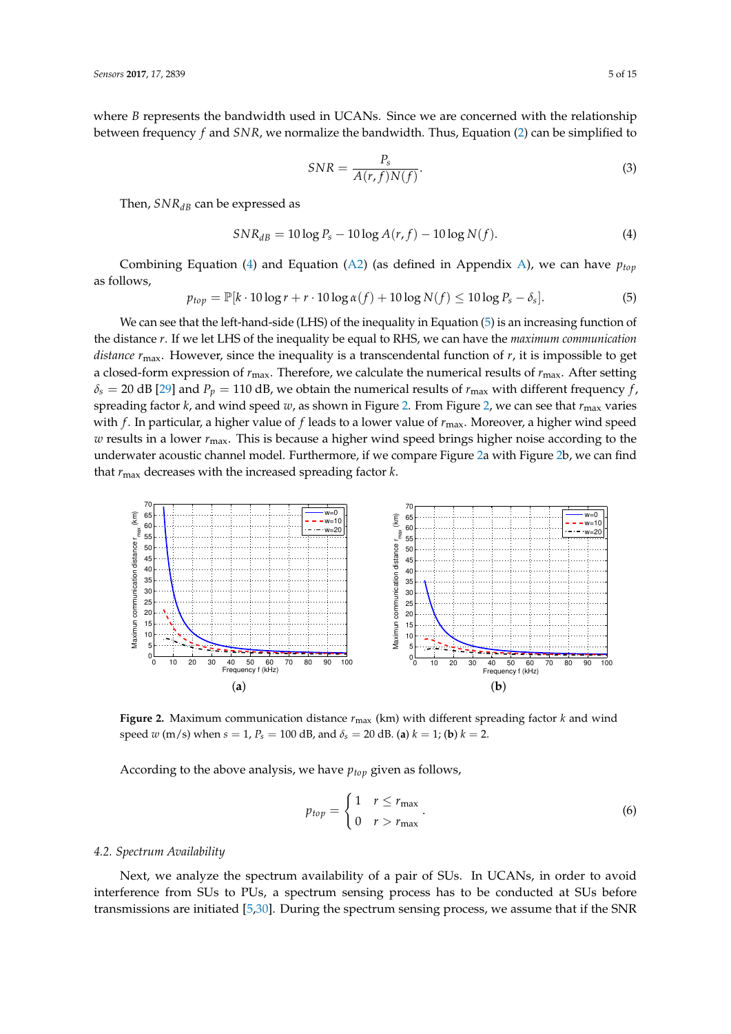where $B$ represents the bandwidth used in UCANs. Since we are concerned with the relationship between frequency $f$ and $SNR$, we normalize the bandwidth. Thus, Equation (2) can be simplified to

$$SNR = \frac{P_s}{A(r,f)N(f)}. \tag{3}$$

Then, $SNR_{dB}$ can be expressed as

$$SNR_{dB} = 10\log P_s - 10\log A(r,f) - 10\log N(f). \tag{4}$$

Combining Equation (4) and Equation (A2) (as defined in Appendix A), we can have $p_{top}$ as follows,

$$p_{top} = \mathbb{P}[k \cdot 10\log r + r \cdot 10\log \alpha(f) + 10\log N(f) \leq 10\log P_s - \delta_s]. \tag{5}$$

We can see that the left-hand-side (LHS) of the inequality in Equation (5) is an increasing function of the distance $r$. If we let LHS of the inequality be equal to RHS, we can have the *maximum communication distance* $r_{\max}$. However, since the inequality is a transcendental function of $r$, it is impossible to get a closed-form expression of $r_{\max}$. Therefore, we calculate the numerical results of $r_{\max}$. After setting $\delta_s = 20$ dB [29] and $P_p = 110$ dB, we obtain the numerical results of $r_{\max}$ with different frequency $f$, spreading factor $k$, and wind speed $w$, as shown in Figure 2. From Figure 2, we can see that $r_{\max}$ varies with $f$. In particular, a higher value of $f$ leads to a lower value of $r_{\max}$. Moreover, a higher wind speed $w$ results in a lower $r_{\max}$. This is because a higher wind speed brings higher noise according to the underwater acoustic channel model. Furthermore, if we compare Figure 2a with Figure 2b, we can find that $r_{\max}$ decreases with the increased spreading factor $k$.

**Figure 2.** Maximum communication distance $r_{\max}$ (km) with different spreading factor $k$ and wind speed $w$ (m/s) when $s = 1$, $P_s = 100$ dB, and $\delta_s = 20$ dB. (**a**) $k = 1$; (**b**) $k = 2$.

According to the above analysis, we have $p_{top}$ given as follows,

$$p_{top} = \begin{cases} 1 & r \leq r_{\max} \\ 0 & r > r_{\max} \end{cases}. \tag{6}$$

### 4.2. Spectrum Availability

Next, we analyze the spectrum availability of a pair of SUs. In UCANs, in order to avoid interference from SUs to PUs, a spectrum sensing process has to be conducted at SUs before transmissions are initiated [5,30]. During the spectrum sensing process, we assume that if the SNR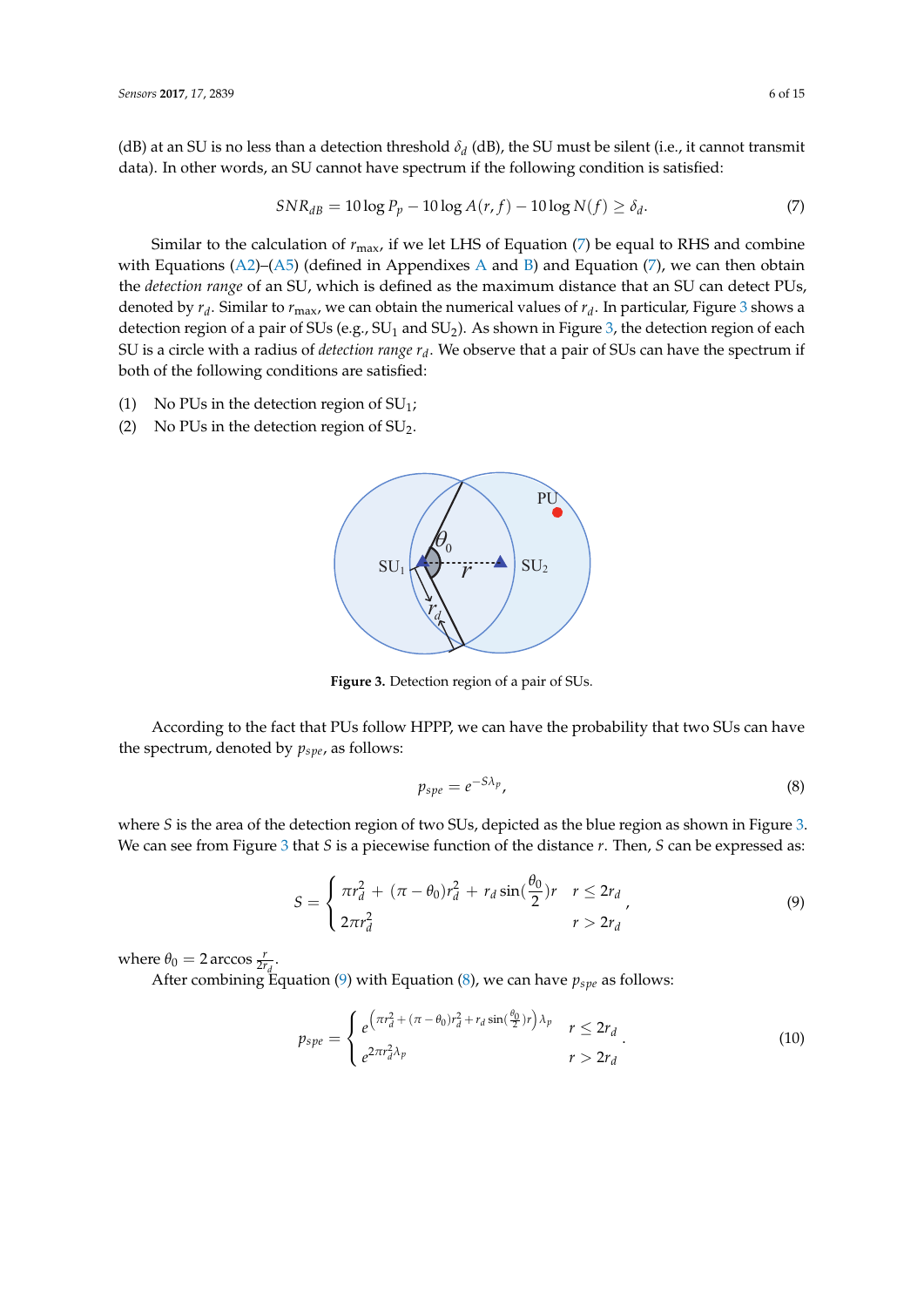(dB) at an SU is no less than a detection threshold $\delta_d$ (dB), the SU must be silent (i.e., it cannot transmit data). In other words, an SU cannot have spectrum if the following condition is satisfied:

$$SNR_{dB} = 10\log P_p - 10\log A(r,f) - 10\log N(f) \geq \delta_d. \tag{7}$$

Similar to the calculation of $r_{\max}$, if we let LHS of Equation (7) be equal to RHS and combine with Equations (A2)–(A5) (defined in Appendixes A and B) and Equation (7), we can then obtain the *detection range* of an SU, which is defined as the maximum distance that an SU can detect PUs, denoted by $r_d$. Similar to $r_{\max}$, we can obtain the numerical values of $r_d$. In particular, Figure 3 shows a detection region of a pair of SUs (e.g., $SU_1$ and $SU_2$). As shown in Figure 3, the detection region of each SU is a circle with a radius of *detection range* $r_d$. We observe that a pair of SUs can have the spectrum if both of the following conditions are satisfied:

(1) No PUs in the detection region of $SU_1$;
(2) No PUs in the detection region of $SU_2$.

**Figure 3.** Detection region of a pair of SUs.

According to the fact that PUs follow HPPP, we can have the probability that two SUs can have the spectrum, denoted by $p_{spe}$, as follows:

$$p_{spe} = e^{-S\lambda_p}, \tag{8}$$

where $S$ is the area of the detection region of two SUs, depicted as the blue region as shown in Figure 3. We can see from Figure 3 that $S$ is a piecewise function of the distance $r$. Then, $S$ can be expressed as:

$$S = \begin{cases} \pi r_d^2 + (\pi - \theta_0)r_d^2 + r_d \sin(\frac{\theta_0}{2})r & r \leq 2r_d \\ 2\pi r_d^2 & r > 2r_d \end{cases}, \tag{9}$$

where $\theta_0 = 2\arccos\frac{r}{2r_d}$.

After combining Equation (9) with Equation (8), we can have $p_{spe}$ as follows:

$$p_{spe} = \begin{cases} e^{\left(\pi r_d^2 + (\pi - \theta_0)r_d^2 + r_d \sin(\frac{\theta_0}{2})r\right)\lambda_p} & r \leq 2r_d \\ e^{2\pi r_d^2 \lambda_p} & r > 2r_d \end{cases}. \tag{10}$$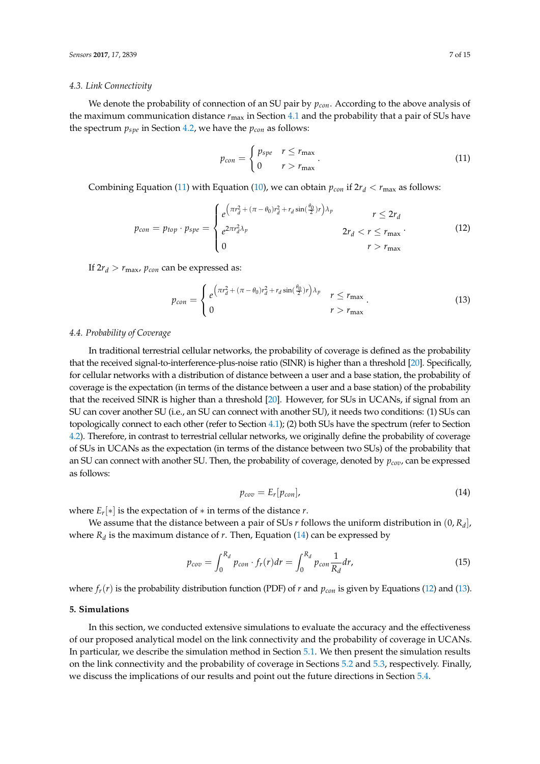### 4.3. Link Connectivity

We denote the probability of connection of an SU pair by $p_{con}$. According to the above analysis of the maximum communication distance $r_{\max}$ in Section 4.1 and the probability that a pair of SUs have the spectrum $p_{spe}$ in Section 4.2, we have the $p_{con}$ as follows:

$$p_{con} = \begin{cases} p_{spe} & r \leq r_{\max} \\ 0 & r > r_{\max} \end{cases}. \tag{11}$$

Combining Equation (11) with Equation (10), we can obtain $p_{con}$ if $2r_d < r_{\max}$ as follows:

$$p_{con} = p_{top} \cdot p_{spe} = \begin{cases} e^{\left(\pi r_d^2 + (\pi - \theta_0) r_d^2 + r_d \sin(\frac{\theta_0}{2}) r\right)\lambda_p} & r \leq 2r_d \\ e^{2\pi r_d^2 \lambda_p} & 2r_d < r \leq r_{\max} \\ 0 & r > r_{\max} \end{cases}. \tag{12}$$

If $2r_d > r_{\max}$, $p_{con}$ can be expressed as:

$$p_{con} = \begin{cases} e^{\left(\pi r_d^2 + (\pi - \theta_0) r_d^2 + r_d \sin(\frac{\theta_0}{2}) r\right)\lambda_p} & r \leq r_{\max} \\ 0 & r > r_{\max} \end{cases}. \tag{13}$$

### 4.4. Probability of Coverage

In traditional terrestrial cellular networks, the probability of coverage is defined as the probability that the received signal-to-interference-plus-noise ratio (SINR) is higher than a threshold [20]. Specifically, for cellular networks with a distribution of distance between a user and a base station, the probability of coverage is the expectation (in terms of the distance between a user and a base station) of the probability that the received SINR is higher than a threshold [20]. However, for SUs in UCANs, if signal from an SU can cover another SU (i.e., an SU can connect with another SU), it needs two conditions: (1) SUs can topologically connect to each other (refer to Section 4.1); (2) both SUs have the spectrum (refer to Section 4.2). Therefore, in contrast to terrestrial cellular networks, we originally define the probability of coverage of SUs in UCANs as the expectation (in terms of the distance between two SUs) of the probability that an SU can connect with another SU. Then, the probability of coverage, denoted by $p_{cov}$, can be expressed as follows:

$$p_{cov} = E_r[p_{con}], \tag{14}$$

where $E_r[*]$ is the expectation of $*$ in terms of the distance $r$.

We assume that the distance between a pair of SUs $r$ follows the uniform distribution in $(0, R_d]$, where $R_d$ is the maximum distance of $r$. Then, Equation (14) can be expressed by

$$p_{cov} = \int_0^{R_d} p_{con} \cdot f_r(r) dr = \int_0^{R_d} p_{con} \frac{1}{R_d} dr, \tag{15}$$

where $f_r(r)$ is the probability distribution function (PDF) of $r$ and $p_{con}$ is given by Equations (12) and (13).

## 5. Simulations

In this section, we conducted extensive simulations to evaluate the accuracy and the effectiveness of our proposed analytical model on the link connectivity and the probability of coverage in UCANs. In particular, we describe the simulation method in Section 5.1. We then present the simulation results on the link connectivity and the probability of coverage in Sections 5.2 and 5.3, respectively. Finally, we discuss the implications of our results and point out the future directions in Section 5.4.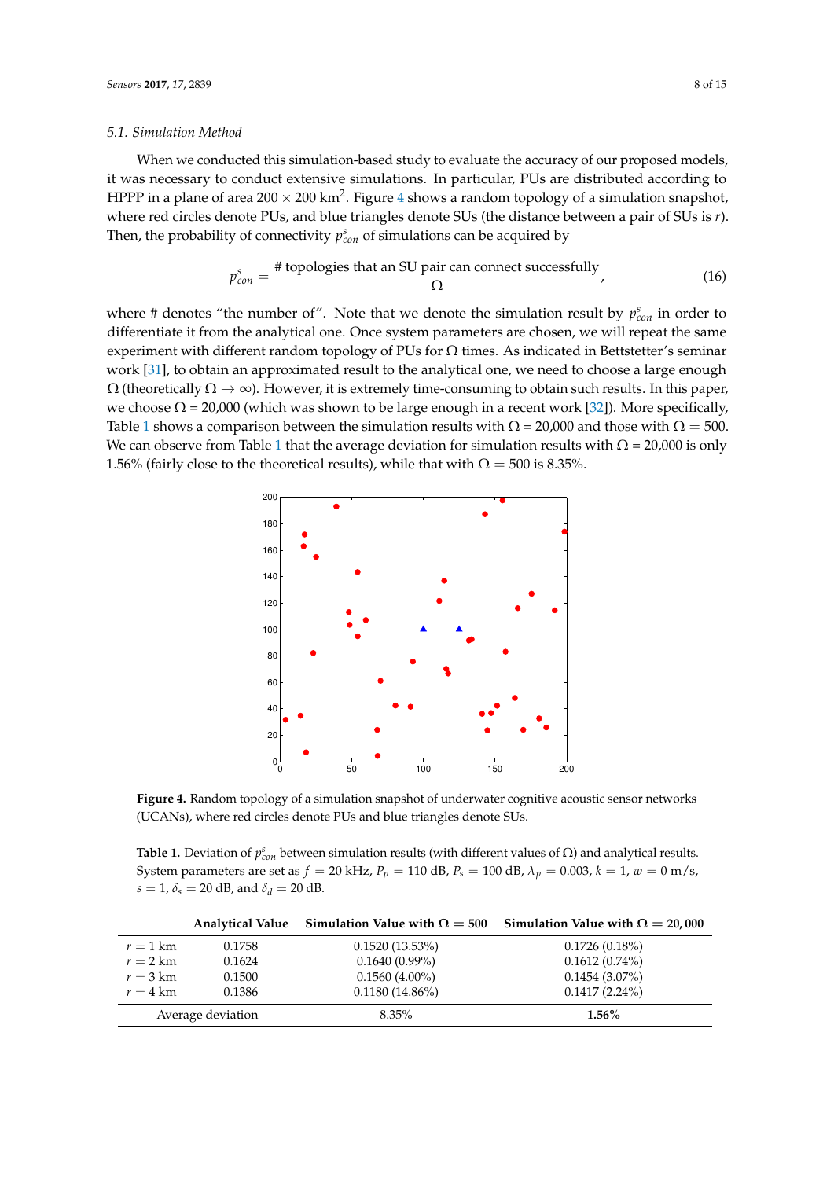### 5.1. Simulation Method

When we conducted this simulation-based study to evaluate the accuracy of our proposed models, it was necessary to conduct extensive simulations. In particular, PUs are distributed according to HPPP in a plane of area $200 \times 200$ km$^2$. Figure 4 shows a random topology of a simulation snapshot, where red circles denote PUs, and blue triangles denote SUs (the distance between a pair of SUs is $r$). Then, the probability of connectivity $p^s_{con}$ of simulations can be acquired by

$$p^s_{con} = \frac{\text{\# topologies that an SU pair can connect successfully}}{\Omega}, \tag{16}$$

where # denotes "the number of". Note that we denote the simulation result by $p^s_{con}$ in order to differentiate it from the analytical one. Once system parameters are chosen, we will repeat the same experiment with different random topology of PUs for $\Omega$ times. As indicated in Bettstetter's seminar work [31], to obtain an approximated result to the analytical one, we need to choose a large enough $\Omega$ (theoretically $\Omega \to \infty$). However, it is extremely time-consuming to obtain such results. In this paper, we choose $\Omega$ = 20,000 (which was shown to be large enough in a recent work [32]). More specifically, Table 1 shows a comparison between the simulation results with $\Omega$ = 20,000 and those with $\Omega = 500$. We can observe from Table 1 that the average deviation for simulation results with $\Omega$ = 20,000 is only 1.56% (fairly close to the theoretical results), while that with $\Omega = 500$ is 8.35%.

**Figure 4.** Random topology of a simulation snapshot of underwater cognitive acoustic sensor networks (UCANs), where red circles denote PUs and blue triangles denote SUs.

**Table 1.** Deviation of $p^s_{con}$ between simulation results (with different values of $\Omega$) and analytical results. System parameters are set as $f = 20$ kHz, $P_p = 110$ dB, $P_s = 100$ dB, $\lambda_p = 0.003$, $k = 1$, $w = 0$ m/s, $s = 1$, $\delta_s = 20$ dB, and $\delta_d = 20$ dB.

| | Analytical Value | Simulation Value with $\Omega = 500$ | Simulation Value with $\Omega = 20,000$ |
|---|---|---|---|
| $r = 1$ km | 0.1758 | 0.1520 (13.53%) | 0.1726 (0.18%) |
| $r = 2$ km | 0.1624 | 0.1640 (0.99%) | 0.1612 (0.74%) |
| $r = 3$ km | 0.1500 | 0.1560 (4.00%) | 0.1454 (3.07%) |
| $r = 4$ km | 0.1386 | 0.1180 (14.86%) | 0.1417 (2.24%) |
| Average deviation | | 8.35% | **1.56%** |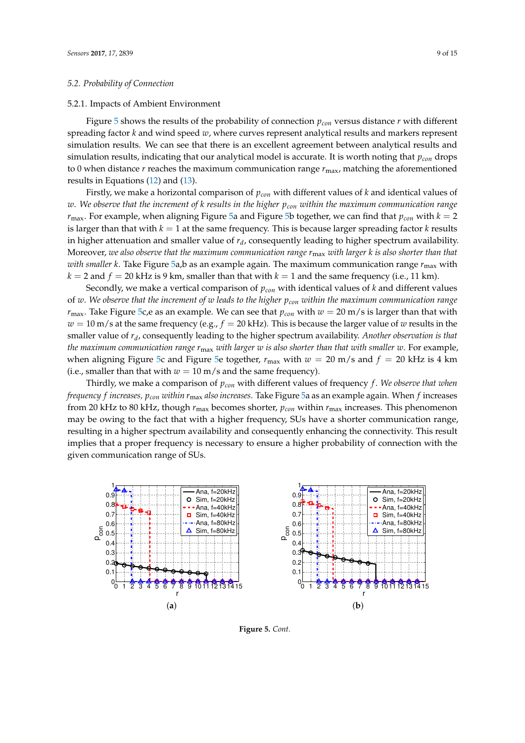### 5.2. Probability of Connection

#### 5.2.1. Impacts of Ambient Environment

Figure 5 shows the results of the probability of connection $p_{con}$ versus distance $r$ with different spreading factor $k$ and wind speed $w$, where curves represent analytical results and markers represent simulation results. We can see that there is an excellent agreement between analytical results and simulation results, indicating that our analytical model is accurate. It is worth noting that $p_{con}$ drops to 0 when distance $r$ reaches the maximum communication range $r_{\max}$, matching the aforementioned results in Equations (12) and (13).

Firstly, we make a horizontal comparison of $p_{con}$ with different values of $k$ and identical values of $w$. *We observe that the increment of $k$ results in the higher $p_{con}$ within the maximum communication range $r_{\max}$*. For example, when aligning Figure 5a and Figure 5b together, we can find that $p_{con}$ with $k = 2$ is larger than that with $k = 1$ at the same frequency. This is because larger spreading factor $k$ results in higher attenuation and smaller value of $r_d$, consequently leading to higher spectrum availability. Moreover, *we also observe that the maximum communication range $r_{\max}$ with larger $k$ is also shorter than that with smaller $k$*. Take Figure 5a,b as an example again. The maximum communication range $r_{\max}$ with $k = 2$ and $f = 20$ kHz is 9 km, smaller than that with $k = 1$ and the same frequency (i.e., 11 km).

Secondly, we make a vertical comparison of $p_{con}$ with identical values of $k$ and different values of $w$. *We observe that the increment of $w$ leads to the higher $p_{con}$ within the maximum communication range $r_{\max}$*. Take Figure 5c,e as an example. We can see that $p_{con}$ with $w = 20$ m/s is larger than that with $w = 10$ m/s at the same frequency (e.g., $f = 20$ kHz). This is because the larger value of $w$ results in the smaller value of $r_d$, consequently leading to the higher spectrum availability. *Another observation is that the maximum communication range $r_{\max}$ with larger $w$ is also shorter than that with smaller $w$*. For example, when aligning Figure 5c and Figure 5e together, $r_{\max}$ with $w = 20$ m/s and $f = 20$ kHz is 4 km (i.e., smaller than that with $w = 10$ m/s and the same frequency).

Thirdly, we make a comparison of $p_{con}$ with different values of frequency $f$. *We observe that when frequency $f$ increases, $p_{con}$ within $r_{\max}$ also increases*. Take Figure 5a as an example again. When $f$ increases from 20 kHz to 80 kHz, though $r_{\max}$ becomes shorter, $p_{con}$ within $r_{\max}$ increases. This phenomenon may be owing to the fact that with a higher frequency, SUs have a shorter communication range, resulting in a higher spectrum availability and consequently enhancing the connectivity. This result implies that a proper frequency is necessary to ensure a higher probability of connection with the given communication range of SUs.

(a) (b)

**Figure 5.** *Cont.*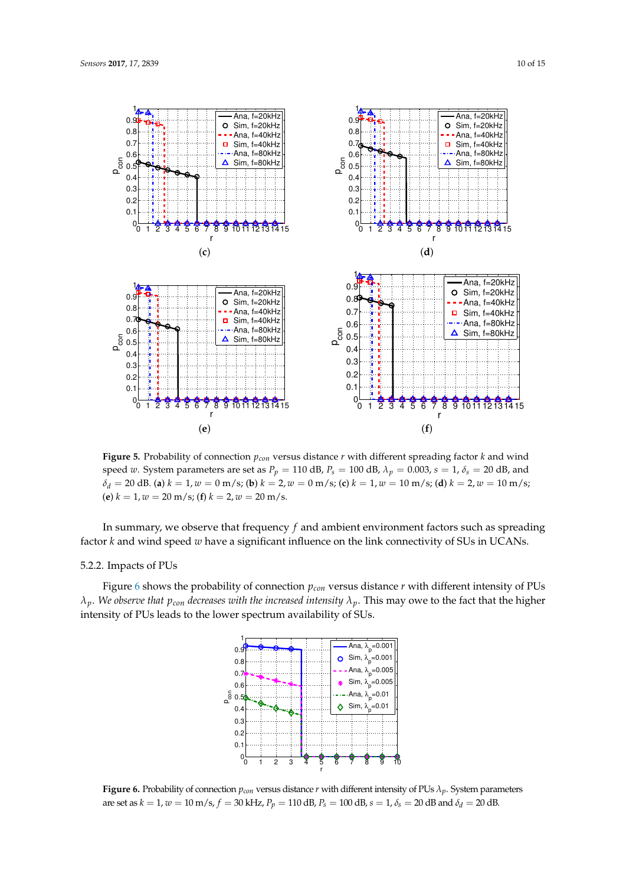**Figure 5.** Probability of connection $p_{con}$ versus distance $r$ with different spreading factor $k$ and wind speed $w$. System parameters are set as $P_p = 110$ dB, $P_s = 100$ dB, $\lambda_p = 0.003$, $s = 1$, $\delta_s = 20$ dB, and $\delta_d = 20$ dB. (**a**) $k = 1, w = 0$ m/s; (**b**) $k = 2, w = 0$ m/s; (**c**) $k = 1, w = 10$ m/s; (**d**) $k = 2, w = 10$ m/s; (**e**) $k = 1, w = 20$ m/s; (**f**) $k = 2, w = 20$ m/s.

In summary, we observe that frequency $f$ and ambient environment factors such as spreading factor $k$ and wind speed $w$ have a significant influence on the link connectivity of SUs in UCANs.

### 5.2.2. Impacts of PUs

Figure 6 shows the probability of connection $p_{con}$ versus distance $r$ with different intensity of PUs $\lambda_p$. *We observe that $p_{con}$ decreases with the increased intensity $\lambda_p$.* This may owe to the fact that the higher intensity of PUs leads to the lower spectrum availability of SUs.

**Figure 6.** Probability of connection $p_{con}$ versus distance $r$ with different intensity of PUs $\lambda_p$. System parameters are set as $k = 1$, $w = 10$ m/s, $f = 30$ kHz, $P_p = 110$ dB, $P_s = 100$ dB, $s = 1$, $\delta_s = 20$ dB and $\delta_d = 20$ dB.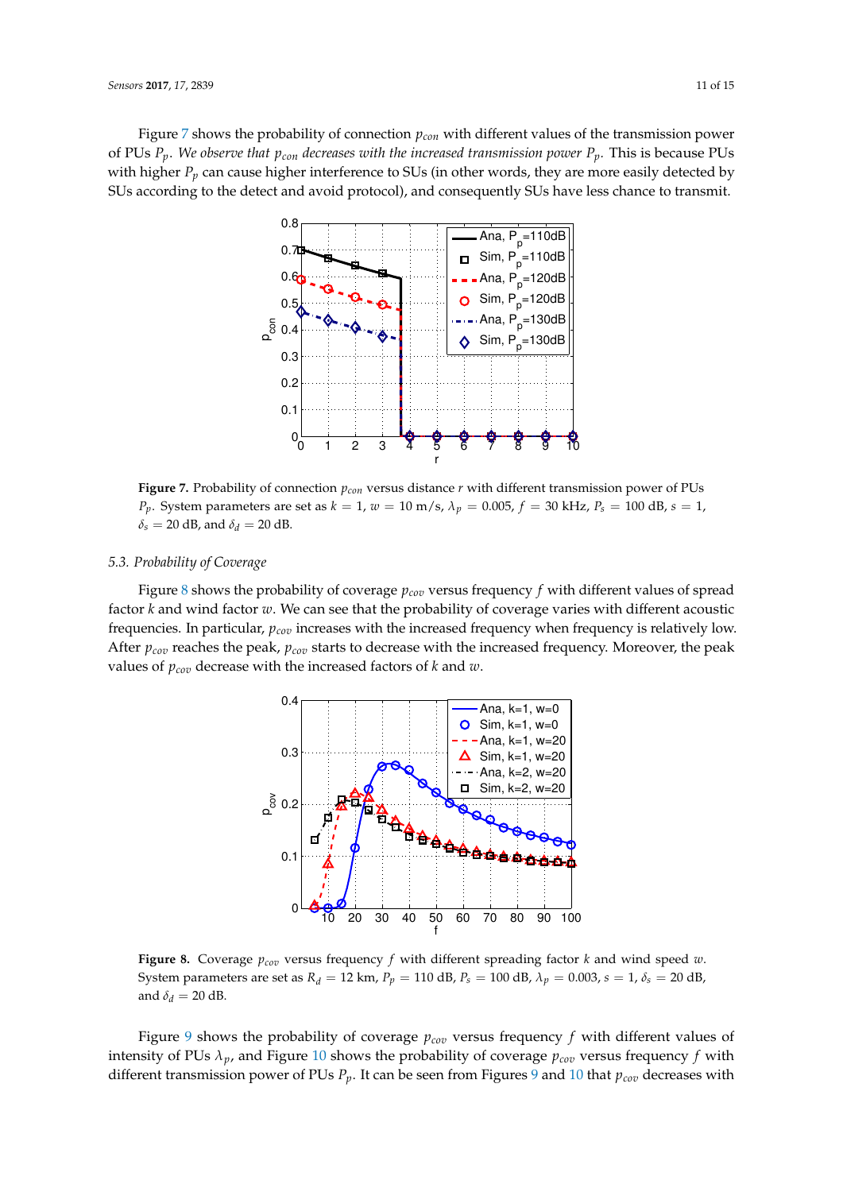Figure 7 shows the probability of connection $p_{con}$ with different values of the transmission power of PUs $P_p$. *We observe that $p_{con}$ decreases with the increased transmission power $P_p$.* This is because PUs with higher $P_p$ can cause higher interference to SUs (in other words, they are more easily detected by SUs according to the detect and avoid protocol), and consequently SUs have less chance to transmit.

**Figure 7.** Probability of connection $p_{con}$ versus distance $r$ with different transmission power of PUs $P_p$. System parameters are set as $k = 1$, $w = 10$ m/s, $\lambda_p = 0.005$, $f = 30$ kHz, $P_s = 100$ dB, $s = 1$, $\delta_s = 20$ dB, and $\delta_d = 20$ dB.

### 5.3. Probability of Coverage

Figure 8 shows the probability of coverage $p_{cov}$ versus frequency $f$ with different values of spread factor $k$ and wind factor $w$. We can see that the probability of coverage varies with different acoustic frequencies. In particular, $p_{cov}$ increases with the increased frequency when frequency is relatively low. After $p_{cov}$ reaches the peak, $p_{cov}$ starts to decrease with the increased frequency. Moreover, the peak values of $p_{cov}$ decrease with the increased factors of $k$ and $w$.

**Figure 8.** Coverage $p_{cov}$ versus frequency $f$ with different spreading factor $k$ and wind speed $w$. System parameters are set as $R_d = 12$ km, $P_p = 110$ dB, $P_s = 100$ dB, $\lambda_p = 0.003$, $s = 1$, $\delta_s = 20$ dB, and $\delta_d = 20$ dB.

Figure 9 shows the probability of coverage $p_{cov}$ versus frequency $f$ with different values of intensity of PUs $\lambda_p$, and Figure 10 shows the probability of coverage $p_{cov}$ versus frequency $f$ with different transmission power of PUs $P_p$. It can be seen from Figures 9 and 10 that $p_{cov}$ decreases with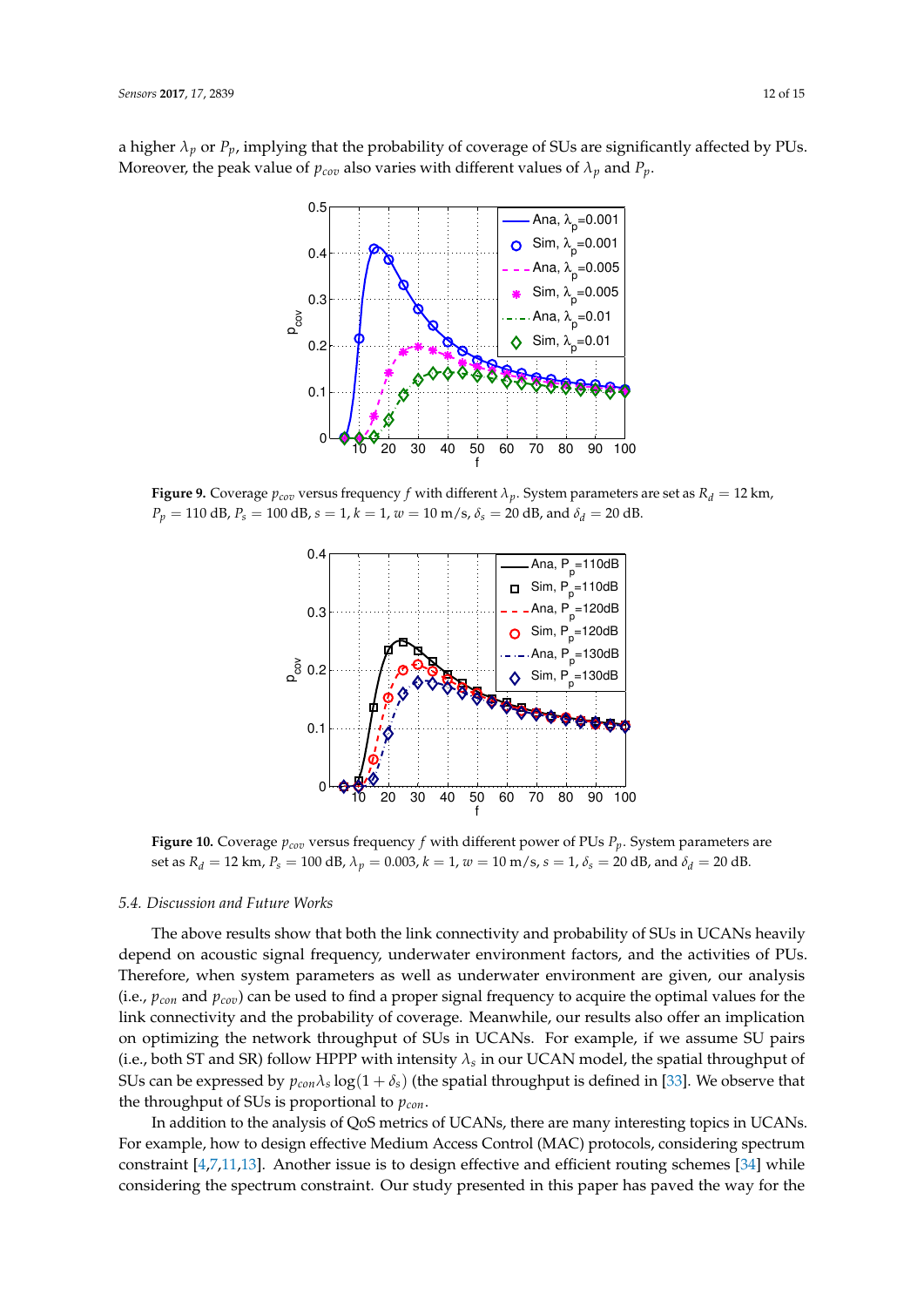a higher $\lambda_p$ or $P_p$, implying that the probability of coverage of SUs are significantly affected by PUs. Moreover, the peak value of $p_{cov}$ also varies with different values of $\lambda_p$ and $P_p$.

**Figure 9.** Coverage $p_{cov}$ versus frequency $f$ with different $\lambda_p$. System parameters are set as $R_d = 12$ km, $P_p = 110$ dB, $P_s = 100$ dB, $s = 1$, $k = 1$, $w = 10$ m/s, $\delta_s = 20$ dB, and $\delta_d = 20$ dB.

**Figure 10.** Coverage $p_{cov}$ versus frequency $f$ with different power of PUs $P_p$. System parameters are set as $R_d = 12$ km, $P_s = 100$ dB, $\lambda_p = 0.003$, $k = 1$, $w = 10$ m/s, $s = 1$, $\delta_s = 20$ dB, and $\delta_d = 20$ dB.

### 5.4. Discussion and Future Works

The above results show that both the link connectivity and probability of SUs in UCANs heavily depend on acoustic signal frequency, underwater environment factors, and the activities of PUs. Therefore, when system parameters as well as underwater environment are given, our analysis (i.e., $p_{con}$ and $p_{cov}$) can be used to find a proper signal frequency to acquire the optimal values for the link connectivity and the probability of coverage. Meanwhile, our results also offer an implication on optimizing the network throughput of SUs in UCANs. For example, if we assume SU pairs (i.e., both ST and SR) follow HPPP with intensity $\lambda_s$ in our UCAN model, the spatial throughput of SUs can be expressed by $p_{con}\lambda_s \log(1 + \delta_s)$ (the spatial throughput is defined in [33]. We observe that the throughput of SUs is proportional to $p_{con}$.

In addition to the analysis of QoS metrics of UCANs, there are many interesting topics in UCANs. For example, how to design effective Medium Access Control (MAC) protocols, considering spectrum constraint [4,7,11,13]. Another issue is to design effective and efficient routing schemes [34] while considering the spectrum constraint. Our study presented in this paper has paved the way for the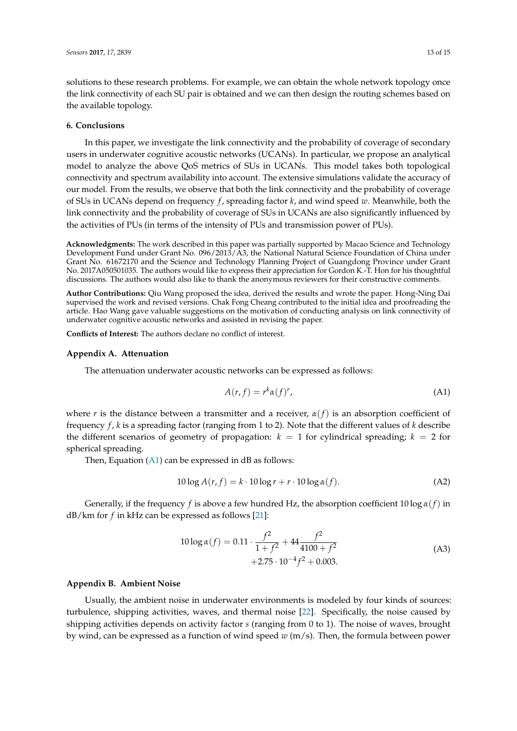solutions to these research problems. For example, we can obtain the whole network topology once the link connectivity of each SU pair is obtained and we can then design the routing schemes based on the available topology.

## 6. Conclusions

In this paper, we investigate the link connectivity and the probability of coverage of secondary users in underwater cognitive acoustic networks (UCANs). In particular, we propose an analytical model to analyze the above QoS metrics of SUs in UCANs. This model takes both topological connectivity and spectrum availability into account. The extensive simulations validate the accuracy of our model. From the results, we observe that both the link connectivity and the probability of coverage of SUs in UCANs depend on frequency $f$, spreading factor $k$, and wind speed $w$. Meanwhile, both the link connectivity and the probability of coverage of SUs in UCANs are also significantly influenced by the activities of PUs (in terms of the intensity of PUs and transmission power of PUs).

**Acknowledgments:** The work described in this paper was partially supported by Macao Science and Technology Development Fund under Grant No. 096/2013/A3, the National Natural Science Foundation of China under Grant No. 61672170 and the Science and Technology Planning Project of Guangdong Province under Grant No. 2017A050501035. The authors would like to express their appreciation for Gordon K.-T. Hon for his thoughtful discussions. The authors would also like to thank the anonymous reviewers for their constructive comments.

**Author Contributions:** Qiu Wang proposed the idea, derived the results and wrote the paper. Hong-Ning Dai supervised the work and revised versions. Chak Fong Cheang contributed to the initial idea and proofreading the article. Hao Wang gave valuable suggestions on the motivation of conducting analysis on link connectivity of underwater cognitive acoustic networks and assisted in revising the paper.

**Conflicts of Interest:** The authors declare no conflict of interest.

## Appendix A. Attenuation

The attenuation underwater acoustic networks can be expressed as follows:

$$A(r,f) = r^k \alpha(f)^r, \tag{A1}$$

where $r$ is the distance between a transmitter and a receiver, $\alpha(f)$ is an absorption coefficient of frequency $f$, $k$ is a spreading factor (ranging from 1 to 2). Note that the different values of $k$ describe the different scenarios of geometry of propagation: $k = 1$ for cylindrical spreading; $k = 2$ for spherical spreading.

Then, Equation (A1) can be expressed in dB as follows:

$$10 \log A(r,f) = k \cdot 10 \log r + r \cdot 10 \log \alpha(f). \tag{A2}$$

Generally, if the frequency $f$ is above a few hundred Hz, the absorption coefficient $10 \log \alpha(f)$ in dB/km for $f$ in kHz can be expressed as follows [21]:

$$10 \log \alpha(f) = 0.11 \cdot \frac{f^2}{1+f^2} + 44 \frac{f^2}{4100+f^2} + 2.75 \cdot 10^{-4} f^2 + 0.003. \tag{A3}$$

## Appendix B. Ambient Noise

Usually, the ambient noise in underwater environments is modeled by four kinds of sources: turbulence, shipping activities, waves, and thermal noise [22]. Specifically, the noise caused by shipping activities depends on activity factor $s$ (ranging from 0 to 1). The noise of waves, brought by wind, can be expressed as a function of wind speed $w$ (m/s). Then, the formula between power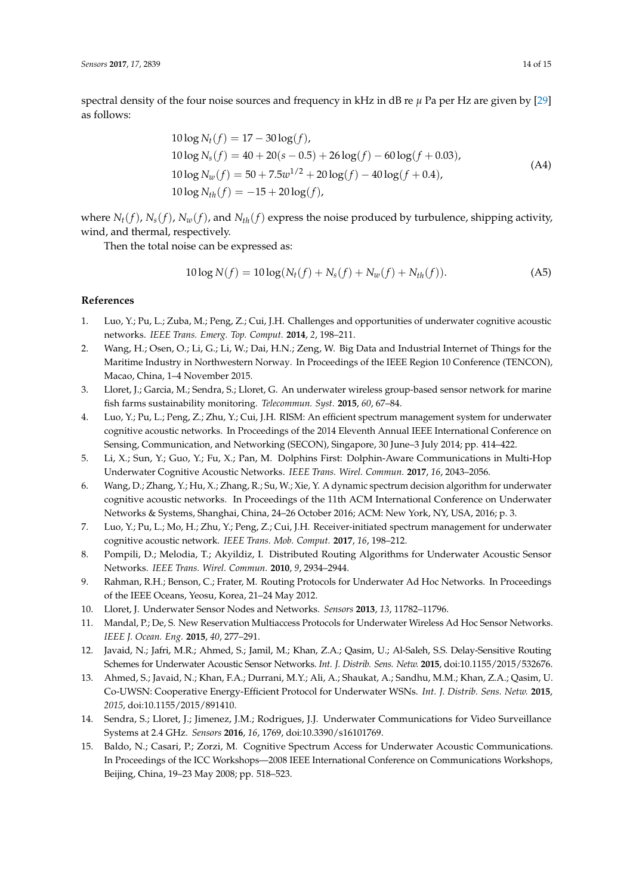spectral density of the four noise sources and frequency in kHz in dB re $\mu$ Pa per Hz are given by [29] as follows:

$$
\begin{aligned}
10\log N_t(f) &= 17 - 30\log(f), \\
10\log N_s(f) &= 40 + 20(s - 0.5) + 26\log(f) - 60\log(f + 0.03), \\
10\log N_w(f) &= 50 + 7.5w^{1/2} + 20\log(f) - 40\log(f + 0.4), \\
10\log N_{th}(f) &= -15 + 20\log(f),
\end{aligned}
\tag{A4}
$$

where $N_t(f)$, $N_s(f)$, $N_w(f)$, and $N_{th}(f)$ express the noise produced by turbulence, shipping activity, wind, and thermal, respectively.

Then the total noise can be expressed as:

$$
10\log N(f) = 10\log(N_t(f) + N_s(f) + N_w(f) + N_{th}(f)). \tag{A5}
$$

## References

1. Luo, Y.; Pu, L.; Zuba, M.; Peng, Z.; Cui, J.H. Challenges and opportunities of underwater cognitive acoustic networks. *IEEE Trans. Emerg. Top. Comput.* **2014**, *2*, 198–211.
2. Wang, H.; Osen, O.; Li, G.; Li, W.; Dai, H.N.; Zeng, W. Big Data and Industrial Internet of Things for the Maritime Industry in Northwestern Norway. In Proceedings of the IEEE Region 10 Conference (TENCON), Macao, China, 1–4 November 2015.
3. Lloret, J.; Garcia, M.; Sendra, S.; Lloret, G. An underwater wireless group-based sensor network for marine fish farms sustainability monitoring. *Telecommun. Syst.* **2015**, *60*, 67–84.
4. Luo, Y.; Pu, L.; Peng, Z.; Zhu, Y.; Cui, J.H. RISM: An efficient spectrum management system for underwater cognitive acoustic networks. In Proceedings of the 2014 Eleventh Annual IEEE International Conference on Sensing, Communication, and Networking (SECON), Singapore, 30 June–3 July 2014; pp. 414–422.
5. Li, X.; Sun, Y.; Guo, Y.; Fu, X.; Pan, M. Dolphins First: Dolphin-Aware Communications in Multi-Hop Underwater Cognitive Acoustic Networks. *IEEE Trans. Wirel. Commun.* **2017**, *16*, 2043–2056.
6. Wang, D.; Zhang, Y.; Hu, X.; Zhang, R.; Su, W.; Xie, Y. A dynamic spectrum decision algorithm for underwater cognitive acoustic networks. In Proceedings of the 11th ACM International Conference on Underwater Networks & Systems, Shanghai, China, 24–26 October 2016; ACM: New York, NY, USA, 2016; p. 3.
7. Luo, Y.; Pu, L.; Mo, H.; Zhu, Y.; Peng, Z.; Cui, J.H. Receiver-initiated spectrum management for underwater cognitive acoustic network. *IEEE Trans. Mob. Comput.* **2017**, *16*, 198–212.
8. Pompili, D.; Melodia, T.; Akyildiz, I. Distributed Routing Algorithms for Underwater Acoustic Sensor Networks. *IEEE Trans. Wirel. Commun.* **2010**, *9*, 2934–2944.
9. Rahman, R.H.; Benson, C.; Frater, M. Routing Protocols for Underwater Ad Hoc Networks. In Proceedings of the IEEE Oceans, Yeosu, Korea, 21–24 May 2012.
10. Lloret, J. Underwater Sensor Nodes and Networks. *Sensors* **2013**, *13*, 11782–11796.
11. Mandal, P.; De, S. New Reservation Multiaccess Protocols for Underwater Wireless Ad Hoc Sensor Networks. *IEEE J. Ocean. Eng.* **2015**, *40*, 277–291.
12. Javaid, N.; Jafri, M.R.; Ahmed, S.; Jamil, M.; Khan, Z.A.; Qasim, U.; Al-Saleh, S.S. Delay-Sensitive Routing Schemes for Underwater Acoustic Sensor Networks. *Int. J. Distrib. Sens. Netw.* **2015**, doi:10.1155/2015/532676.
13. Ahmed, S.; Javaid, N.; Khan, F.A.; Durrani, M.Y.; Ali, A.; Shaukat, A.; Sandhu, M.M.; Khan, Z.A.; Qasim, U. Co-UWSN: Cooperative Energy-Efficient Protocol for Underwater WSNs. *Int. J. Distrib. Sens. Netw.* **2015**, *2015*, doi:10.1155/2015/891410.
14. Sendra, S.; Lloret, J.; Jimenez, J.M.; Rodrigues, J.J. Underwater Communications for Video Surveillance Systems at 2.4 GHz. *Sensors* **2016**, *16*, 1769, doi:10.3390/s16101769.
15. Baldo, N.; Casari, P.; Zorzi, M. Cognitive Spectrum Access for Underwater Acoustic Communications. In Proceedings of the ICC Workshops—2008 IEEE International Conference on Communications Workshops, Beijing, China, 19–23 May 2008; pp. 518–523.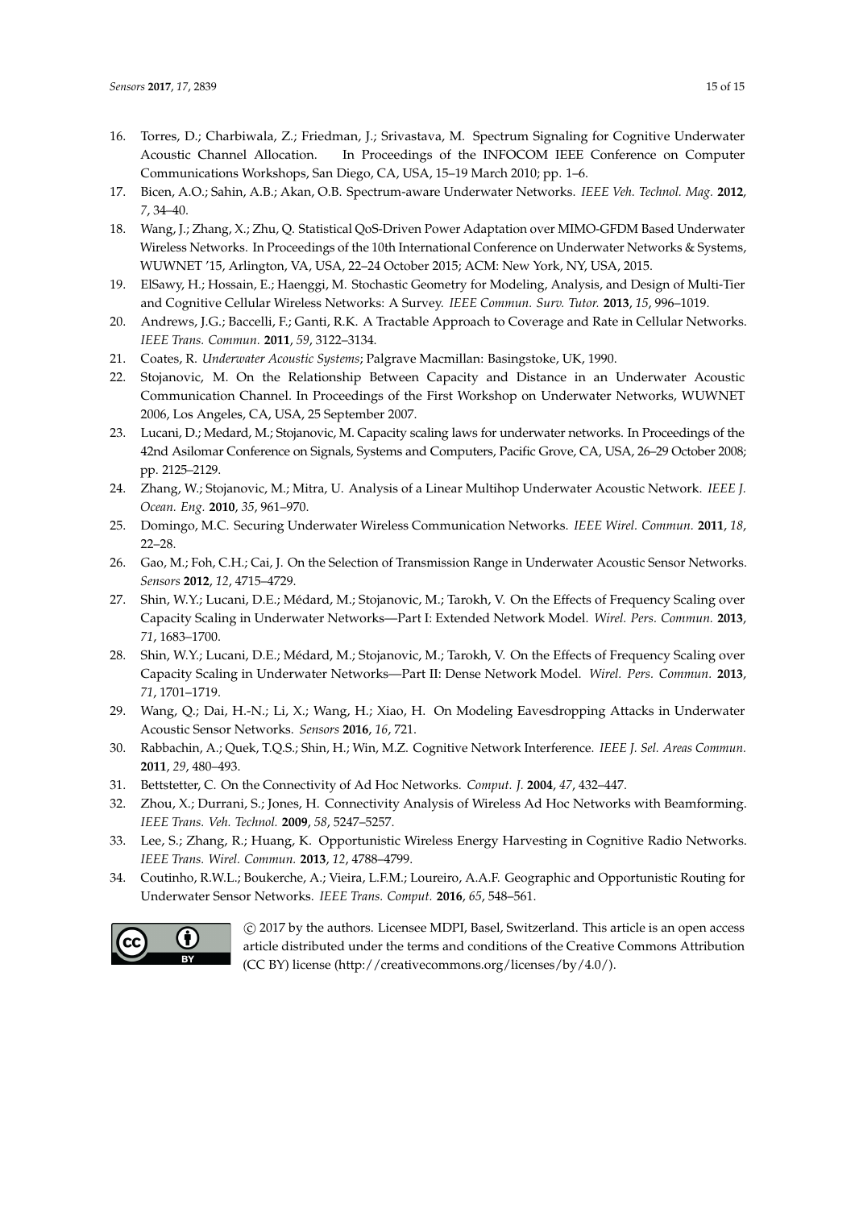16. Torres, D.; Charbiwala, Z.; Friedman, J.; Srivastava, M. Spectrum Signaling for Cognitive Underwater Acoustic Channel Allocation. In Proceedings of the INFOCOM IEEE Conference on Computer Communications Workshops, San Diego, CA, USA, 15–19 March 2010; pp. 1–6.
17. Bicen, A.O.; Sahin, A.B.; Akan, O.B. Spectrum-aware Underwater Networks. *IEEE Veh. Technol. Mag.* **2012**, *7*, 34–40.
18. Wang, J.; Zhang, X.; Zhu, Q. Statistical QoS-Driven Power Adaptation over MIMO-GFDM Based Underwater Wireless Networks. In Proceedings of the 10th International Conference on Underwater Networks & Systems, WUWNET '15, Arlington, VA, USA, 22–24 October 2015; ACM: New York, NY, USA, 2015.
19. ElSawy, H.; Hossain, E.; Haenggi, M. Stochastic Geometry for Modeling, Analysis, and Design of Multi-Tier and Cognitive Cellular Wireless Networks: A Survey. *IEEE Commun. Surv. Tutor.* **2013**, *15*, 996–1019.
20. Andrews, J.G.; Baccelli, F.; Ganti, R.K. A Tractable Approach to Coverage and Rate in Cellular Networks. *IEEE Trans. Commun.* **2011**, *59*, 3122–3134.
21. Coates, R. *Underwater Acoustic Systems*; Palgrave Macmillan: Basingstoke, UK, 1990.
22. Stojanovic, M. On the Relationship Between Capacity and Distance in an Underwater Acoustic Communication Channel. In Proceedings of the First Workshop on Underwater Networks, WUWNET 2006, Los Angeles, CA, USA, 25 September 2007.
23. Lucani, D.; Medard, M.; Stojanovic, M. Capacity scaling laws for underwater networks. In Proceedings of the 42nd Asilomar Conference on Signals, Systems and Computers, Pacific Grove, CA, USA, 26–29 October 2008; pp. 2125–2129.
24. Zhang, W.; Stojanovic, M.; Mitra, U. Analysis of a Linear Multihop Underwater Acoustic Network. *IEEE J. Ocean. Eng.* **2010**, *35*, 961–970.
25. Domingo, M.C. Securing Underwater Wireless Communication Networks. *IEEE Wirel. Commun.* **2011**, *18*, 22–28.
26. Gao, M.; Foh, C.H.; Cai, J. On the Selection of Transmission Range in Underwater Acoustic Sensor Networks. *Sensors* **2012**, *12*, 4715–4729.
27. Shin, W.Y.; Lucani, D.E.; Médard, M.; Stojanovic, M.; Tarokh, V. On the Effects of Frequency Scaling over Capacity Scaling in Underwater Networks—Part I: Extended Network Model. *Wirel. Pers. Commun.* **2013**, *71*, 1683–1700.
28. Shin, W.Y.; Lucani, D.E.; Médard, M.; Stojanovic, M.; Tarokh, V. On the Effects of Frequency Scaling over Capacity Scaling in Underwater Networks—Part II: Dense Network Model. *Wirel. Pers. Commun.* **2013**, *71*, 1701–1719.
29. Wang, Q.; Dai, H.-N.; Li, X.; Wang, H.; Xiao, H. On Modeling Eavesdropping Attacks in Underwater Acoustic Sensor Networks. *Sensors* **2016**, *16*, 721.
30. Rabbachin, A.; Quek, T.Q.S.; Shin, H.; Win, M.Z. Cognitive Network Interference. *IEEE J. Sel. Areas Commun.* **2011**, *29*, 480–493.
31. Bettstetter, C. On the Connectivity of Ad Hoc Networks. *Comput. J.* **2004**, *47*, 432–447.
32. Zhou, X.; Durrani, S.; Jones, H. Connectivity Analysis of Wireless Ad Hoc Networks with Beamforming. *IEEE Trans. Veh. Technol.* **2009**, *58*, 5247–5257.
33. Lee, S.; Zhang, R.; Huang, K. Opportunistic Wireless Energy Harvesting in Cognitive Radio Networks. *IEEE Trans. Wirel. Commun.* **2013**, *12*, 4788–4799.
34. Coutinho, R.W.L.; Boukerche, A.; Vieira, L.F.M.; Loureiro, A.A.F. Geographic and Opportunistic Routing for Underwater Sensor Networks. *IEEE Trans. Comput.* **2016**, *65*, 548–561.

© 2017 by the authors. Licensee MDPI, Basel, Switzerland. This article is an open access article distributed under the terms and conditions of the Creative Commons Attribution (CC BY) license (http://creativecommons.org/licenses/by/4.0/).